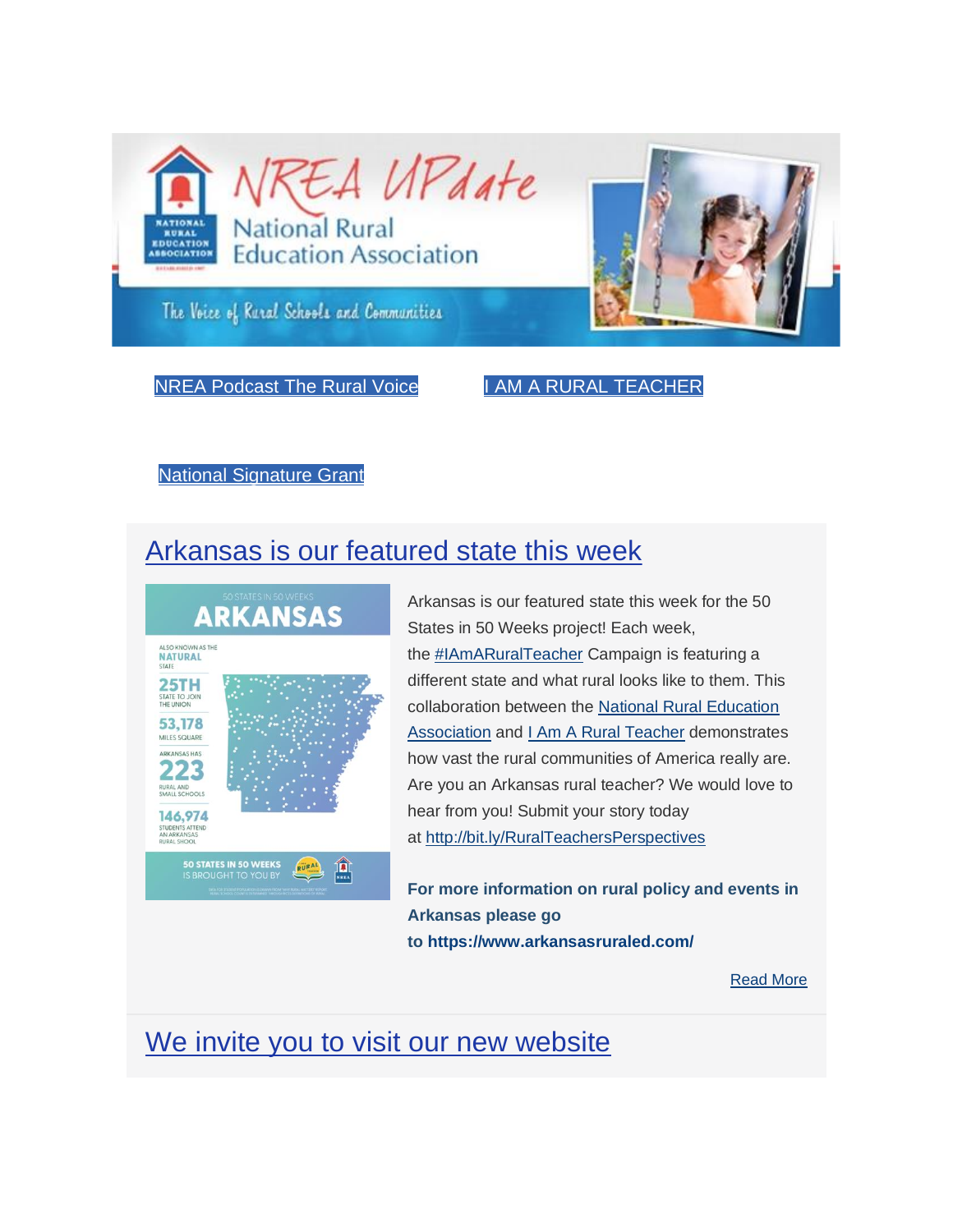# NREA UPdate

National Rural Education Association

The Voice of Rural Schools and Communities

NREA Podcast The Rural Voice

I AM A RURAL TEACHER

National Signature Grant

## Arkansas is our featured state this week

50 STATES IN 50 WEEKS

ARKANSAS

ALSO KNOWN AS THE NATURAL STATE

25TH STATE TO JOIN THE UNION

53,178 MILES SQUARE

ARKANSAS HAS 223 RURAL AND SMALL SCHOOLS

146,974 STUDENTS ATTEND AN ARKANSAS RURAL SHOOL

50 STATES IN 50 WEEKS IS BROUGHT TO YOU BY

Arkansas is our featured state this week for the 50 States in 50 Weeks project! Each week, the #IAmARuralTeacher Campaign is featuring a different state and what rural looks like to them. This collaboration between the National Rural Education Association and I Am A Rural Teacher demonstrates how vast the rural communities of America really are. Are you an Arkansas rural teacher? We would love to hear from you! Submit your story today at http://bit.ly/RuralTeachersPerspectives

**For more information on rural policy and events in Arkansas please go to https://www.arkansasruraled.com/**

Read More

## We invite you to visit our new website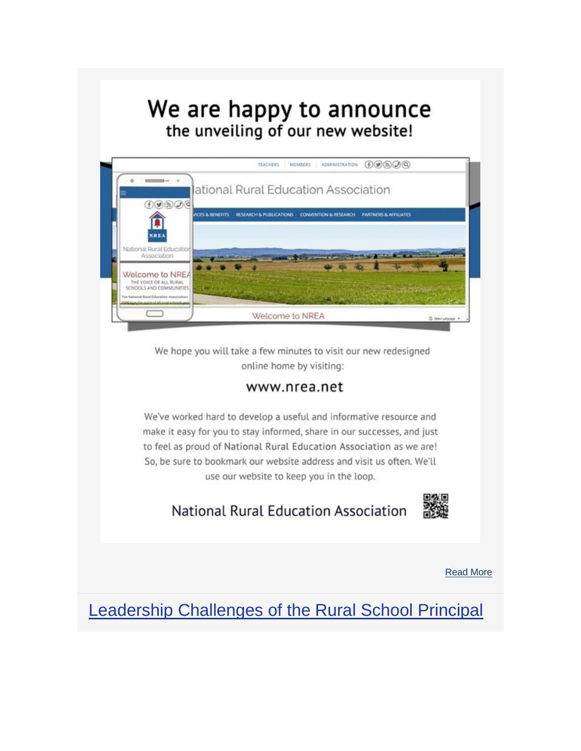# We are happy to announce

## the unveiling of our new website!

We hope you will take a few minutes to visit our new redesigned online home by visiting:

### www.nrea.net

We've worked hard to develop a useful and informative resource and make it easy for you to stay informed, share in our successes, and just to feel as proud of National Rural Education Association as we are! So, be sure to bookmark our website address and visit us often. We'll use our website to keep you in the loop.

National Rural Education Association

Read More

## Leadership Challenges of the Rural School Principal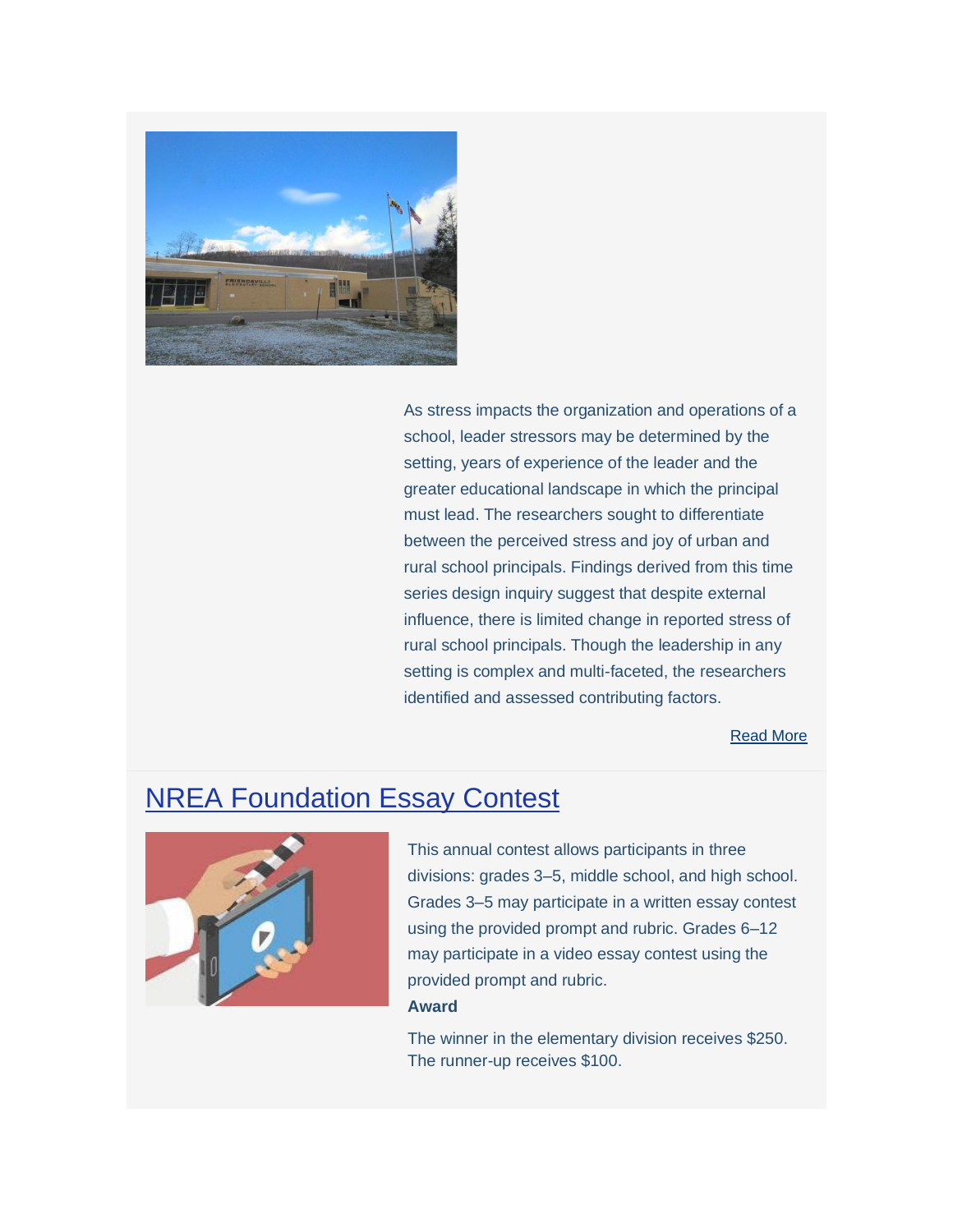As stress impacts the organization and operations of a school, leader stressors may be determined by the setting, years of experience of the leader and the greater educational landscape in which the principal must lead. The researchers sought to differentiate between the perceived stress and joy of urban and rural school principals. Findings derived from this time series design inquiry suggest that despite external influence, there is limited change in reported stress of rural school principals. Though the leadership in any setting is complex and multi-faceted, the researchers identified and assessed contributing factors.

Read More

## NREA Foundation Essay Contest

This annual contest allows participants in three divisions: grades 3–5, middle school, and high school. Grades 3–5 may participate in a written essay contest using the provided prompt and rubric. Grades 6–12 may participate in a video essay contest using the provided prompt and rubric.

**Award**

The winner in the elementary division receives $250. The runner-up receives $100.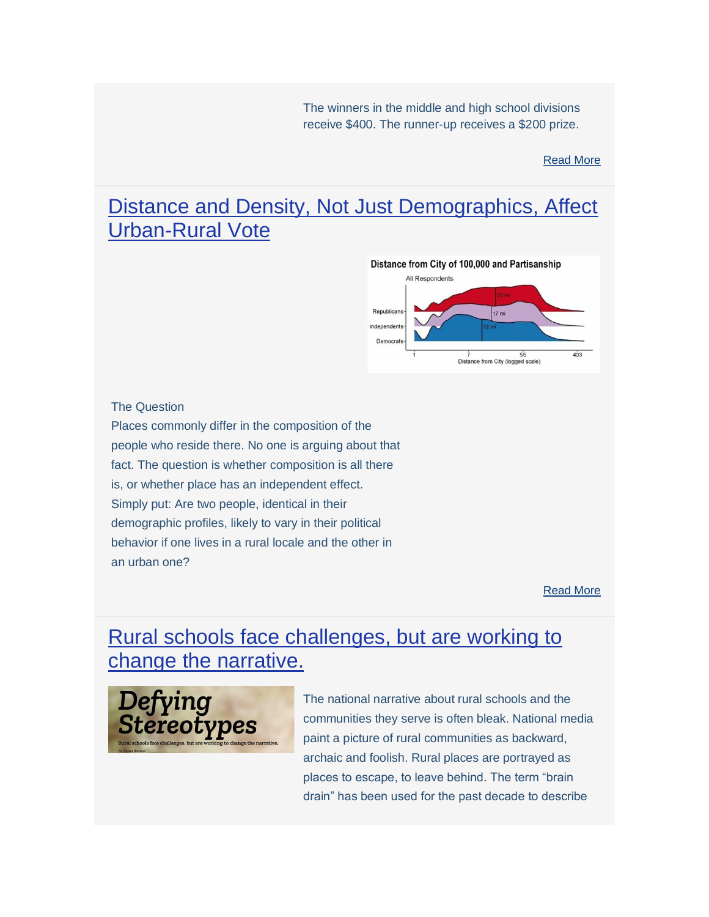The winners in the middle and high school divisions receive $400. The runner-up receives a $200 prize.

[Read More]

## [Distance and Density, Not Just Demographics, Affect Urban-Rural Vote]

The Question

Places commonly differ in the composition of the people who reside there. No one is arguing about that fact. The question is whether composition is all there is, or whether place has an independent effect. Simply put: Are two people, identical in their demographic profiles, likely to vary in their political behavior if one lives in a rural locale and the other in an urban one?

[Read More]

## [Rural schools face challenges, but are working to change the narrative.]

The national narrative about rural schools and the communities they serve is often bleak. National media paint a picture of rural communities as backward, archaic and foolish. Rural places are portrayed as places to escape, to leave behind. The term "brain drain" has been used for the past decade to describe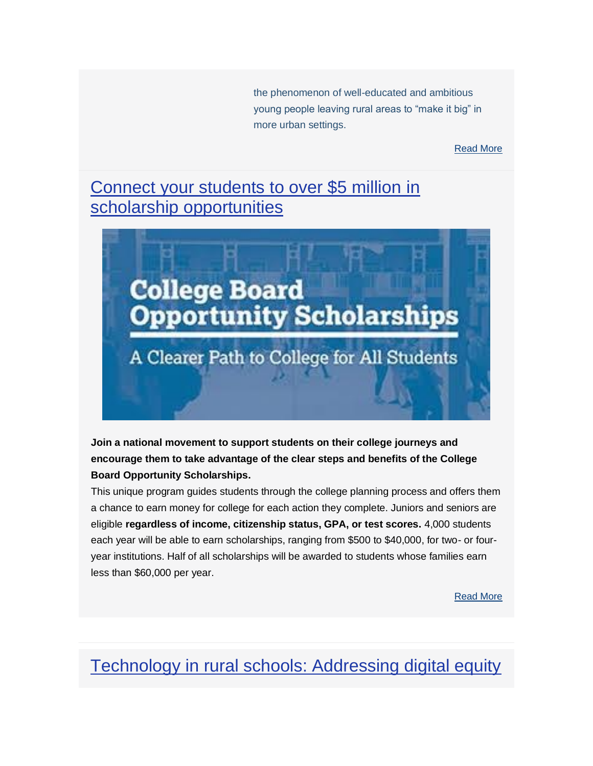the phenomenon of well-educated and ambitious young people leaving rural areas to “make it big” in more urban settings.

Read More

## Connect your students to over $5 million in scholarship opportunities

**Join a national movement to support students on their college journeys and encourage them to take advantage of the clear steps and benefits of the College Board Opportunity Scholarships.**

This unique program guides students through the college planning process and offers them a chance to earn money for college for each action they complete. Juniors and seniors are eligible **regardless of income, citizenship status, GPA, or test scores.** 4,000 students each year will be able to earn scholarships, ranging from $500 to $40,000, for two- or four-year institutions. Half of all scholarships will be awarded to students whose families earn less than $60,000 per year.

Read More

## Technology in rural schools: Addressing digital equity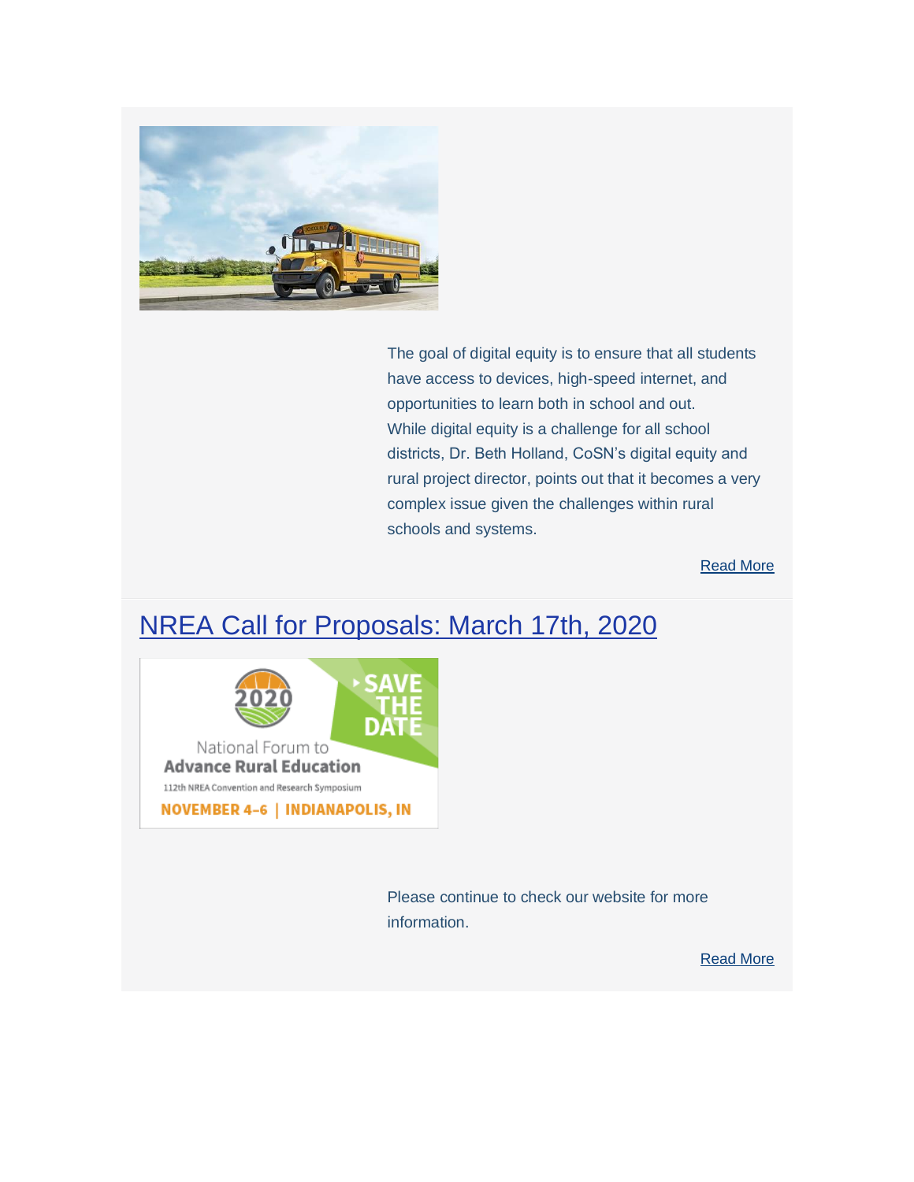The goal of digital equity is to ensure that all students have access to devices, high-speed internet, and opportunities to learn both in school and out. While digital equity is a challenge for all school districts, Dr. Beth Holland, CoSN's digital equity and rural project director, points out that it becomes a very complex issue given the challenges within rural schools and systems.

Read More

## NREA Call for Proposals: March 17th, 2020

Please continue to check our website for more information.

Read More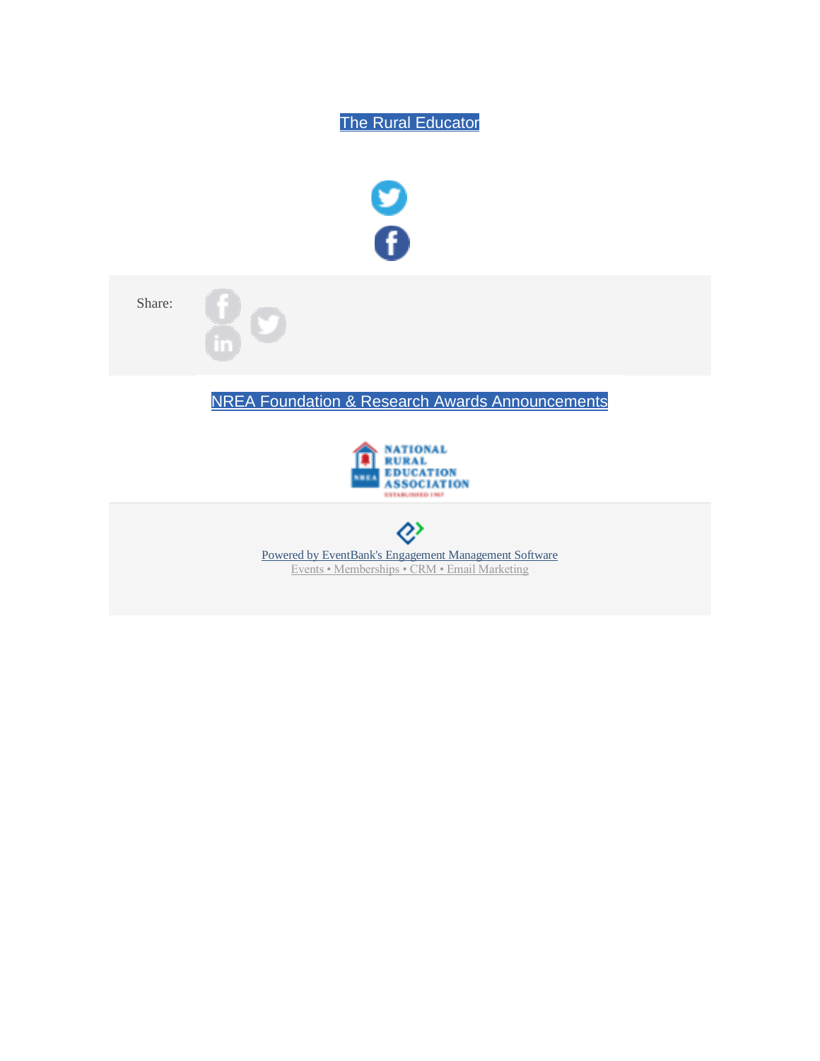The Rural Educator

Share:

NREA Foundation & Research Awards Announcements

NATIONAL RURAL EDUCATION ASSOCIATION

Powered by EventBank's Engagement Management Software

Events • Memberships • CRM • Email Marketing